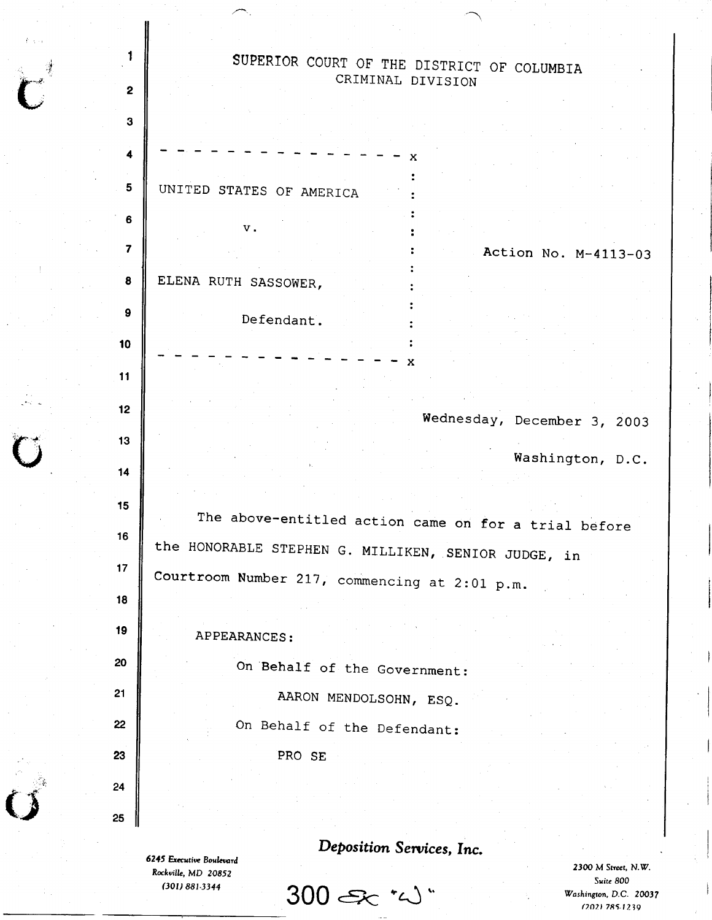# SUPERIOR COURT OF THE DISTRICT OF COLUMBIA
## CRIMINAL DIVISION

```
- - - - - - - - - - - - - - - - - x
                                  :
UNITED STATES OF AMERICA          :
                                  :
          v.                      :
                                  :        Action No. M-4113-03
                                  :
ELENA RUTH SASSOWER,              :
                                  :
          Defendant.              :
                                  :
- - - - - - - - - - - - - - - - - x
```

Wednesday, December 3, 2003

Washington, D.C.

The above-entitled action came on for a trial before the HONORABLE STEPHEN G. MILLIKEN, SENIOR JUDGE, in Courtroom Number 217, commencing at 2:01 p.m.

APPEARANCES:

On Behalf of the Government:

AARON MENDOLSOHN, ESQ.

On Behalf of the Defendant:

PRO SE

*Deposition Services, Inc.*

6245 Executive Boulevard
Rockville, MD 20852
(301) 881-3344

2300 M Street, N.W.
Suite 800
Washington, D.C. 20037
(202) 785-1239

300 Ex "W"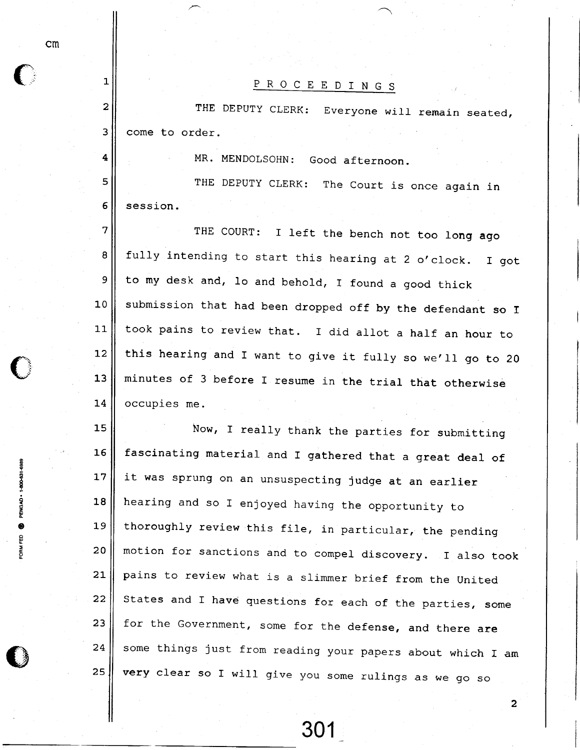# P R O C E E D I N G S

THE DEPUTY CLERK: Everyone will remain seated, come to order.

MR. MENDOLSOHN: Good afternoon.

THE DEPUTY CLERK: The Court is once again in session.

THE COURT: I left the bench not too long ago fully intending to start this hearing at 2 o'clock. I got to my desk and, lo and behold, I found a good thick submission that had been dropped off by the defendant so I took pains to review that. I did allot a half an hour to this hearing and I want to give it fully so we'll go to 20 minutes of 3 before I resume in the trial that otherwise occupies me.

Now, I really thank the parties for submitting fascinating material and I gathered that a great deal of it was sprung on an unsuspecting judge at an earlier hearing and so I enjoyed having the opportunity to thoroughly review this file, in particular, the pending motion for sanctions and to compel discovery. I also took pains to review what is a slimmer brief from the United States and I have questions for each of the parties, some for the Government, some for the defense, and there are some things just from reading your papers about which I am very clear so I will give you some rulings as we go so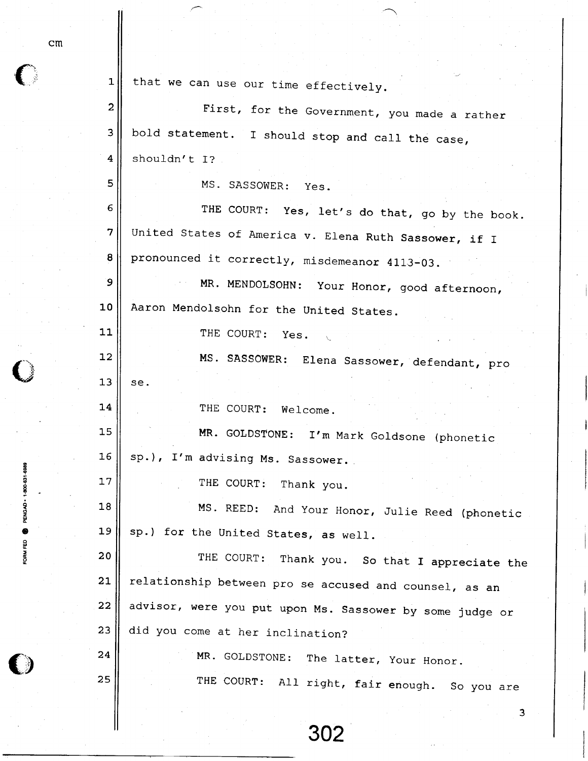that we can use our time effectively.

First, for the Government, you made a rather bold statement. I should stop and call the case, shouldn't I?

MS. SASSOWER: Yes.

THE COURT: Yes, let's do that, go by the book. United States of America v. Elena Ruth Sassower, if I pronounced it correctly, misdemeanor 4113-03.

MR. MENDOLSOHN: Your Honor, good afternoon, Aaron Mendolsohn for the United States.

THE COURT: Yes.

MS. SASSOWER: Elena Sassower, defendant, pro se.

THE COURT: Welcome.

MR. GOLDSTONE: I'm Mark Goldsone (phonetic sp.), I'm advising Ms. Sassower.

THE COURT: Thank you.

MS. REED: And Your Honor, Julie Reed (phonetic sp.) for the United States, as well.

THE COURT: Thank you. So that I appreciate the relationship between pro se accused and counsel, as an advisor, were you put upon Ms. Sassower by some judge or did you come at her inclination?

MR. GOLDSTONE: The latter, Your Honor.

THE COURT: All right, fair enough. So you are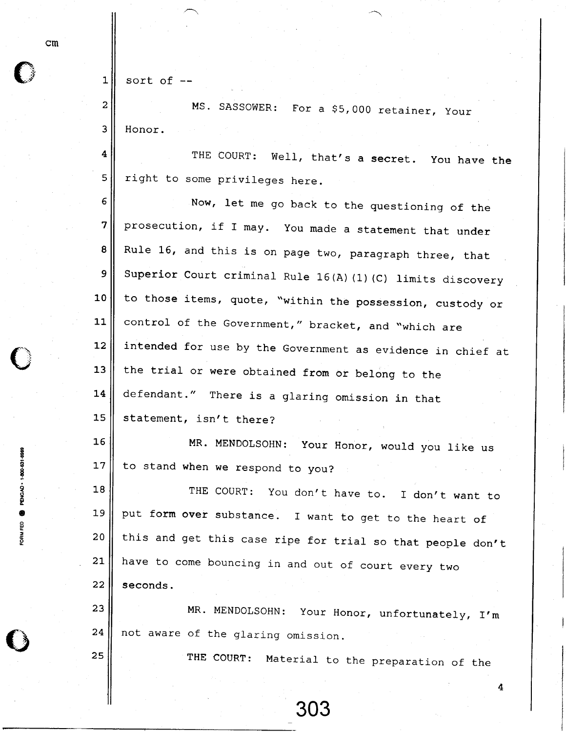sort of --

MS. SASSOWER: For a $5,000 retainer, Your Honor.

THE COURT: Well, that's a secret. You have the right to some privileges here.

Now, let me go back to the questioning of the prosecution, if I may. You made a statement that under Rule 16, and this is on page two, paragraph three, that Superior Court criminal Rule 16(A)(1)(C) limits discovery to those items, quote, "within the possession, custody or control of the Government," bracket, and "which are intended for use by the Government as evidence in chief at the trial or were obtained from or belong to the defendant." There is a glaring omission in that statement, isn't there?

MR. MENDOLSOHN: Your Honor, would you like us to stand when we respond to you?

THE COURT: You don't have to. I don't want to put form over substance. I want to get to the heart of this and get this case ripe for trial so that people don't have to come bouncing in and out of court every two seconds.

MR. MENDOLSOHN: Your Honor, unfortunately, I'm not aware of the glaring omission.

THE COURT: Material to the preparation of the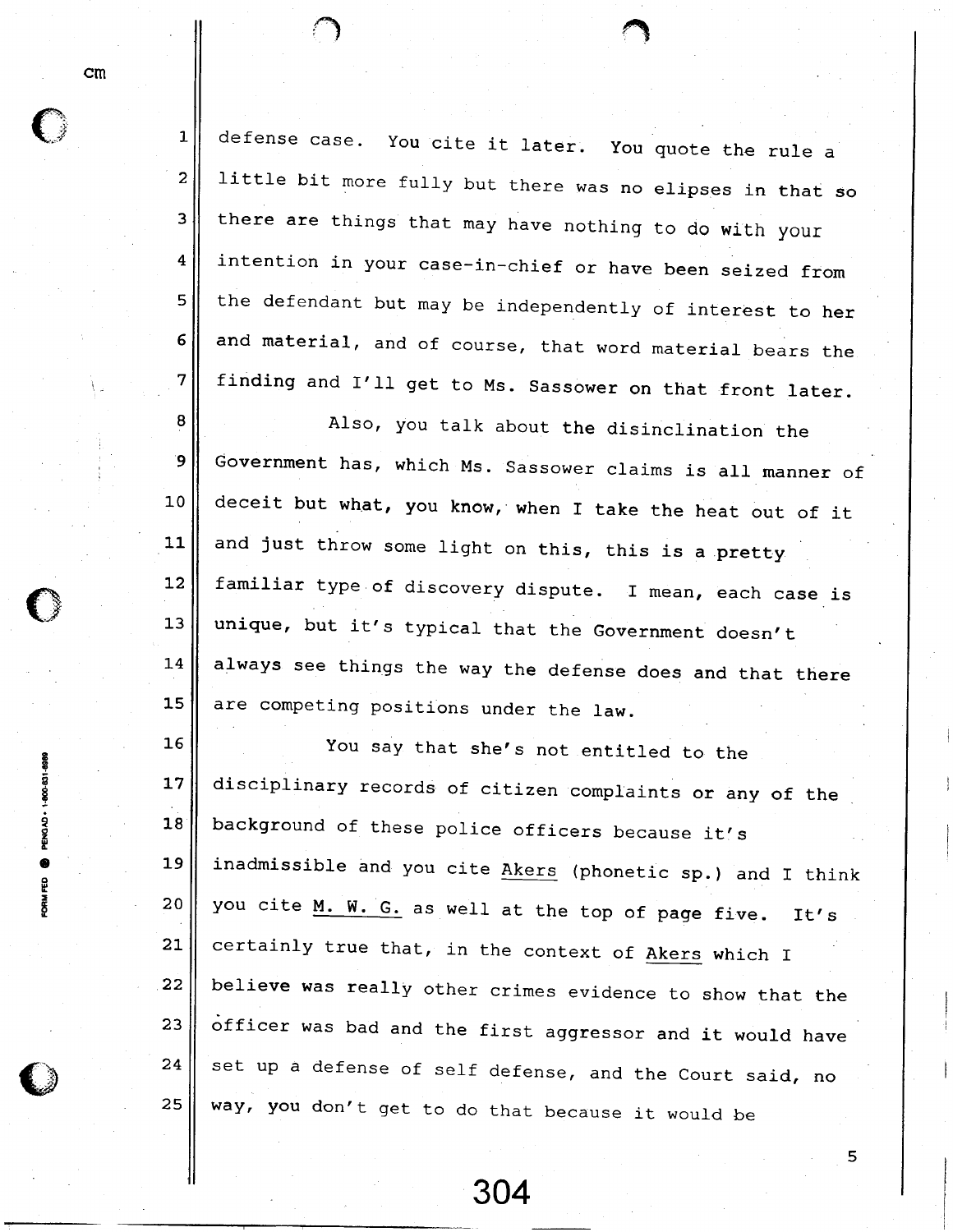defense case. You cite it later. You quote the rule a little bit more fully but there was no elipses in that so there are things that may have nothing to do with your intention in your case-in-chief or have been seized from the defendant but may be independently of interest to her and material, and of course, that word material bears the finding and I'll get to Ms. Sassower on that front later.

Also, you talk about the disinclination the Government has, which Ms. Sassower claims is all manner of deceit but what, you know, when I take the heat out of it and just throw some light on this, this is a pretty familiar type of discovery dispute. I mean, each case is unique, but it's typical that the Government doesn't always see things the way the defense does and that there are competing positions under the law.

You say that she's not entitled to the disciplinary records of citizen complaints or any of the background of these police officers because it's inadmissible and you cite Akers (phonetic sp.) and I think you cite M. W. G. as well at the top of page five. It's certainly true that, in the context of Akers which I believe was really other crimes evidence to show that the officer was bad and the first aggressor and it would have set up a defense of self defense, and the Court said, no way, you don't get to do that because it would be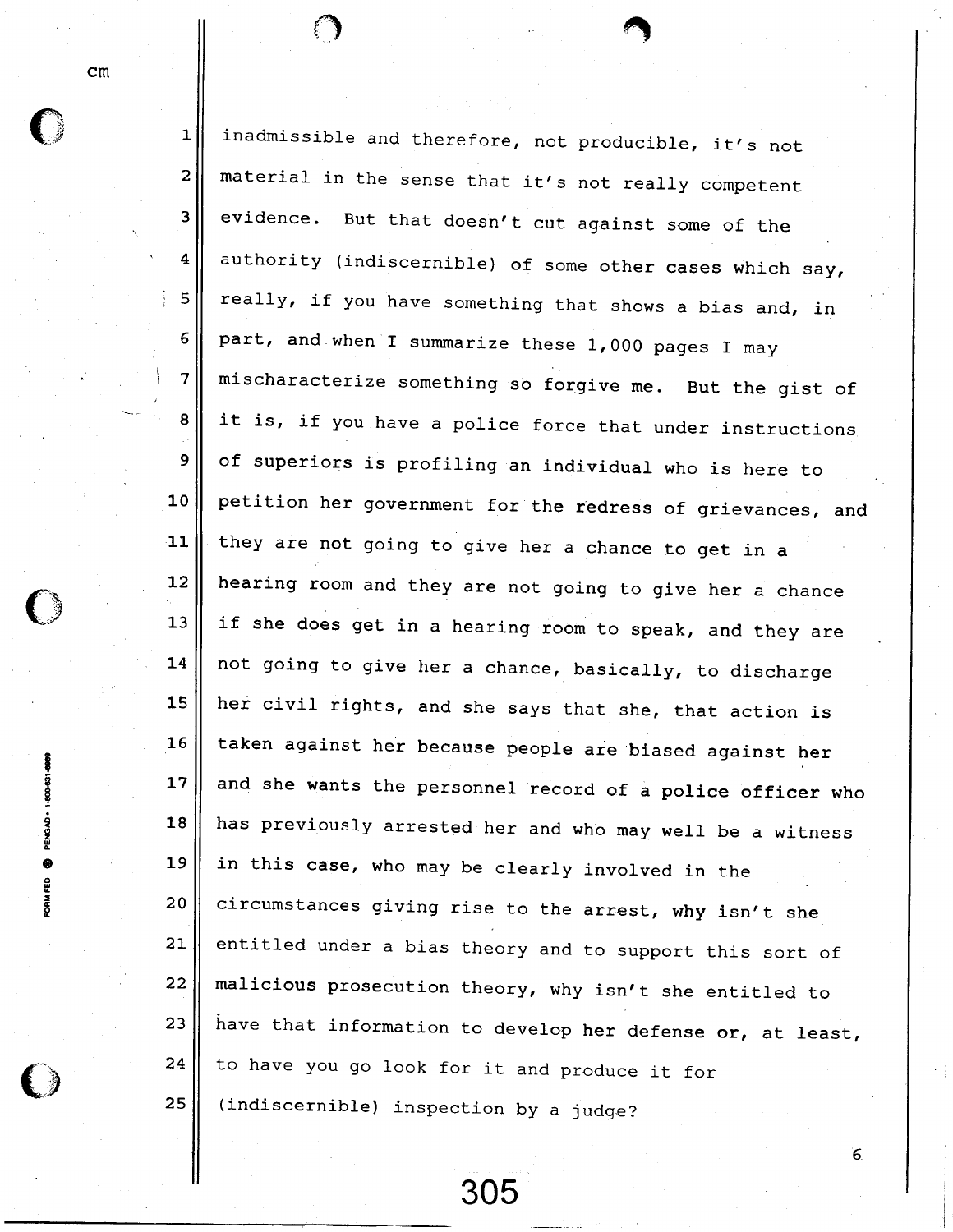inadmissible and therefore, not producible, it's not material in the sense that it's not really competent evidence. But that doesn't cut against some of the authority (indiscernible) of some other cases which say, really, if you have something that shows a bias and, in part, and when I summarize these 1,000 pages I may mischaracterize something so forgive me. But the gist of it is, if you have a police force that under instructions of superiors is profiling an individual who is here to petition her government for the redress of grievances, and they are not going to give her a chance to get in a hearing room and they are not going to give her a chance if she does get in a hearing room to speak, and they are not going to give her a chance, basically, to discharge her civil rights, and she says that she, that action is taken against her because people are biased against her and she wants the personnel record of a police officer who has previously arrested her and who may well be a witness in this case, who may be clearly involved in the circumstances giving rise to the arrest, why isn't she entitled under a bias theory and to support this sort of malicious prosecution theory, why isn't she entitled to have that information to develop her defense or, at least, to have you go look for it and produce it for (indiscernible) inspection by a judge?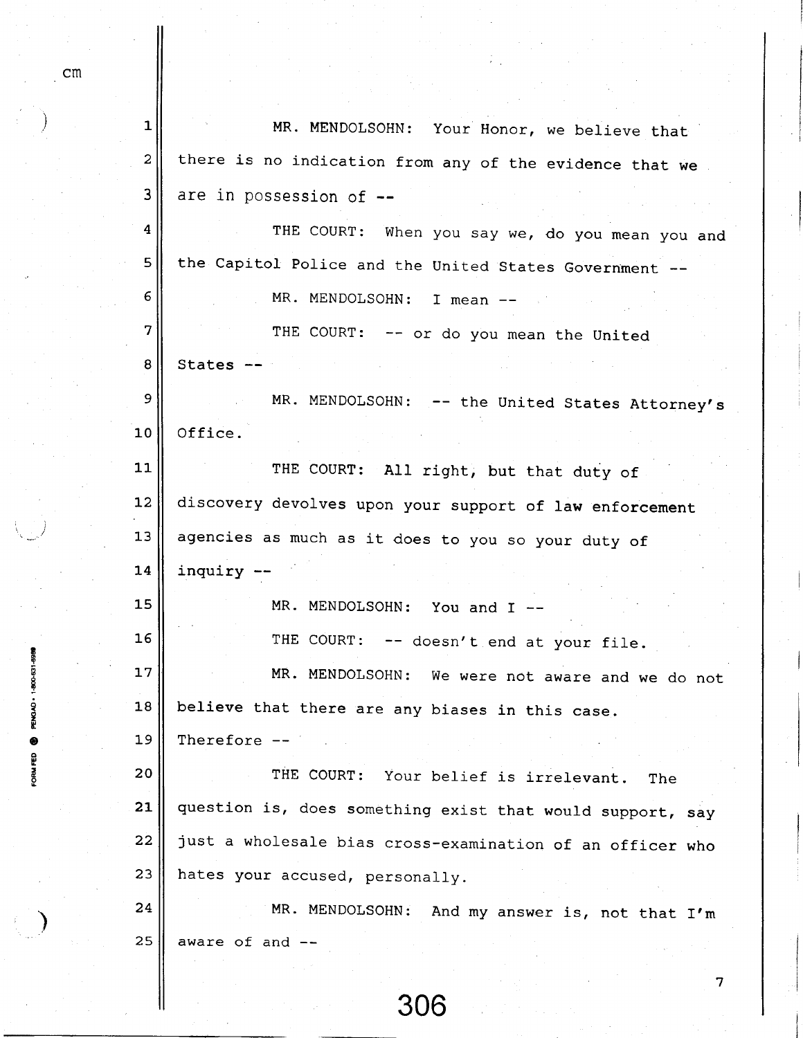MR. MENDOLSOHN: Your Honor, we believe that there is no indication from any of the evidence that we are in possession of --

THE COURT: When you say we, do you mean you and the Capitol Police and the United States Government --

MR. MENDOLSOHN: I mean --

THE COURT: -- or do you mean the United States --

MR. MENDOLSOHN: -- the United States Attorney's Office.

THE COURT: All right, but that duty of discovery devolves upon your support of law enforcement agencies as much as it does to you so your duty of inquiry --

MR. MENDOLSOHN: You and I --

THE COURT: -- doesn't end at your file.

MR. MENDOLSOHN: We were not aware and we do not believe that there are any biases in this case. Therefore --

THE COURT: Your belief is irrelevant. The question is, does something exist that would support, say just a wholesale bias cross-examination of an officer who hates your accused, personally.

MR. MENDOLSOHN: And my answer is, not that I'm aware of and --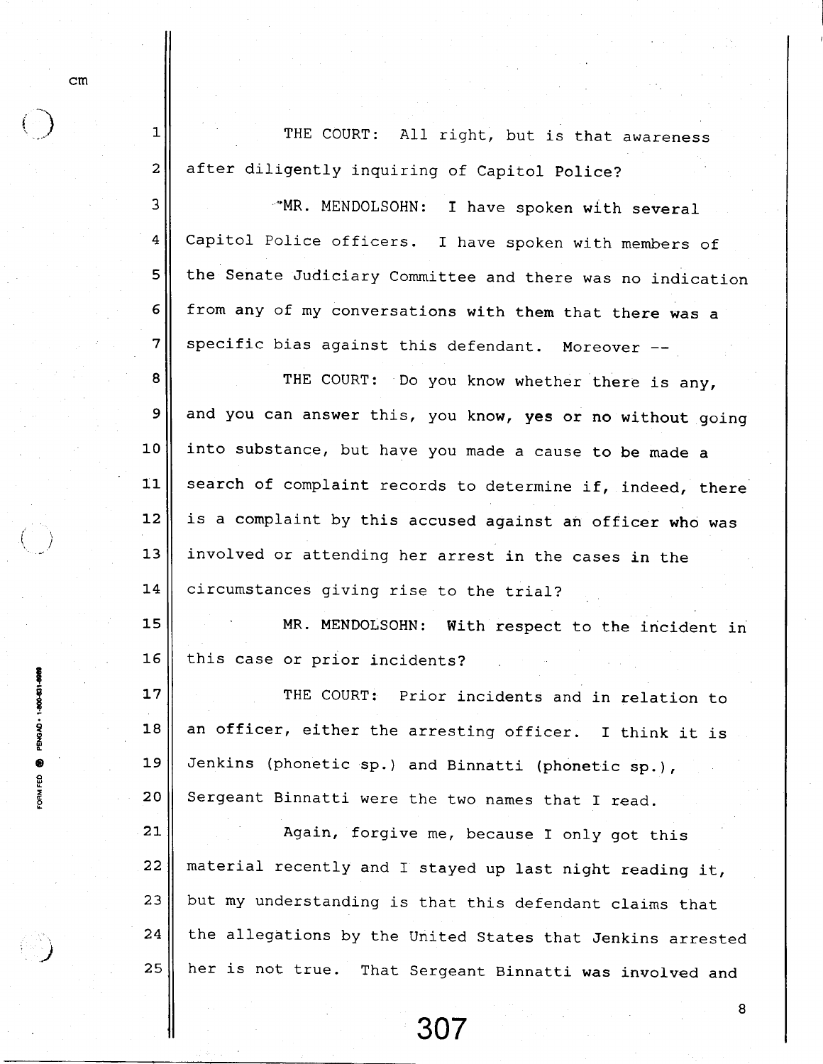THE COURT: All right, but is that awareness after diligently inquiring of Capitol Police?

MR. MENDOLSOHN: I have spoken with several Capitol Police officers. I have spoken with members of the Senate Judiciary Committee and there was no indication from any of my conversations with them that there was a specific bias against this defendant. Moreover --

THE COURT: Do you know whether there is any, and you can answer this, you know, yes or no without going into substance, but have you made a cause to be made a search of complaint records to determine if, indeed, there is a complaint by this accused against an officer who was involved or attending her arrest in the cases in the circumstances giving rise to the trial?

MR. MENDOLSOHN: With respect to the incident in this case or prior incidents?

THE COURT: Prior incidents and in relation to an officer, either the arresting officer. I think it is Jenkins (phonetic sp.) and Binnatti (phonetic sp.), Sergeant Binnatti were the two names that I read.

Again, forgive me, because I only got this material recently and I stayed up last night reading it, but my understanding is that this defendant claims that the allegations by the United States that Jenkins arrested her is not true. That Sergeant Binnatti was involved and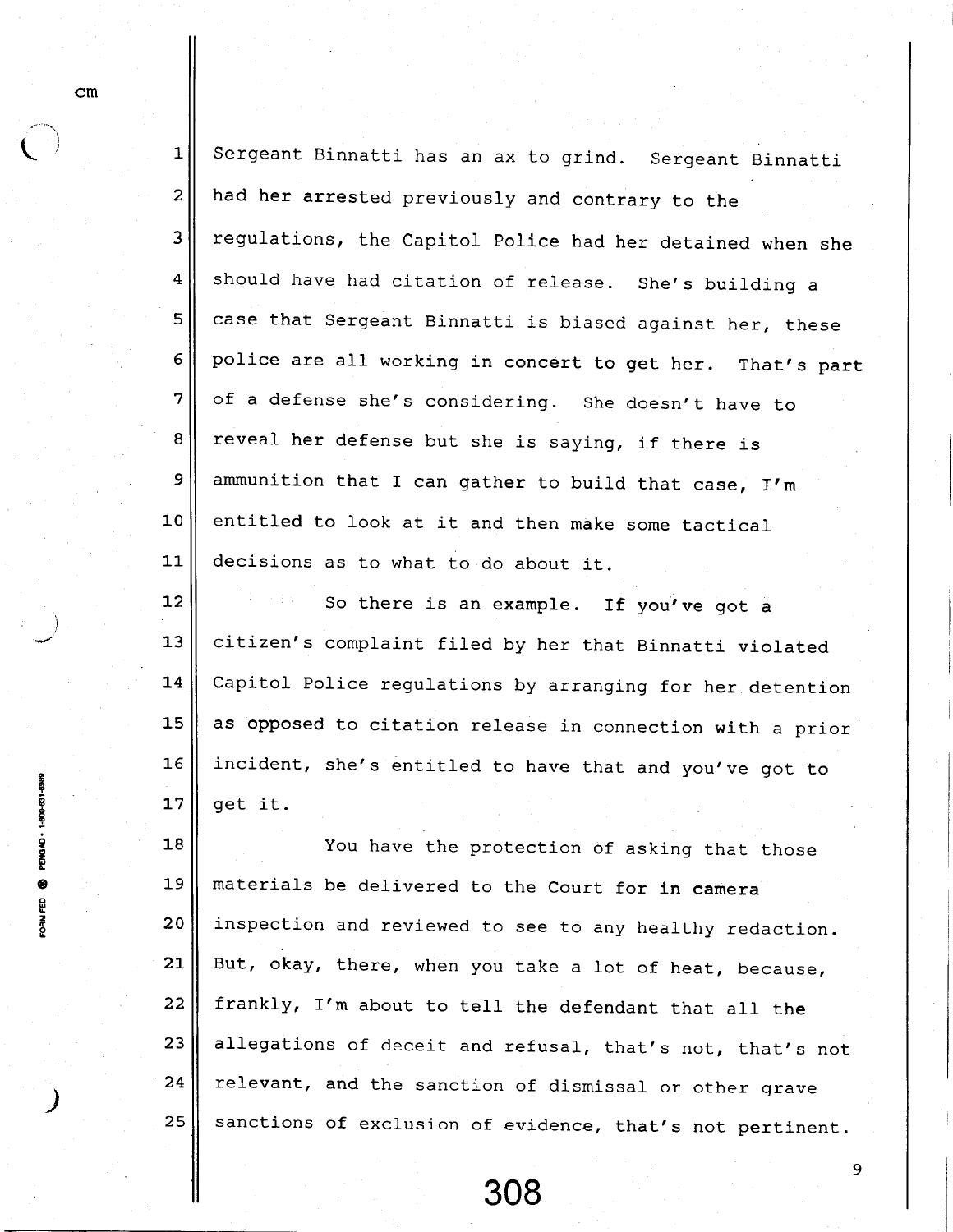Sergeant Binnatti has an ax to grind. Sergeant Binnatti had her arrested previously and contrary to the regulations, the Capitol Police had her detained when she should have had citation of release. She's building a case that Sergeant Binnatti is biased against her, these police are all working in concert to get her. That's part of a defense she's considering. She doesn't have to reveal her defense but she is saying, if there is ammunition that I can gather to build that case, I'm entitled to look at it and then make some tactical decisions as to what to do about it.

So there is an example. If you've got a citizen's complaint filed by her that Binnatti violated Capitol Police regulations by arranging for her detention as opposed to citation release in connection with a prior incident, she's entitled to have that and you've got to get it.

You have the protection of asking that those materials be delivered to the Court for in camera inspection and reviewed to see to any healthy redaction. But, okay, there, when you take a lot of heat, because, frankly, I'm about to tell the defendant that all the allegations of deceit and refusal, that's not, that's not relevant, and the sanction of dismissal or other grave sanctions of exclusion of evidence, that's not pertinent.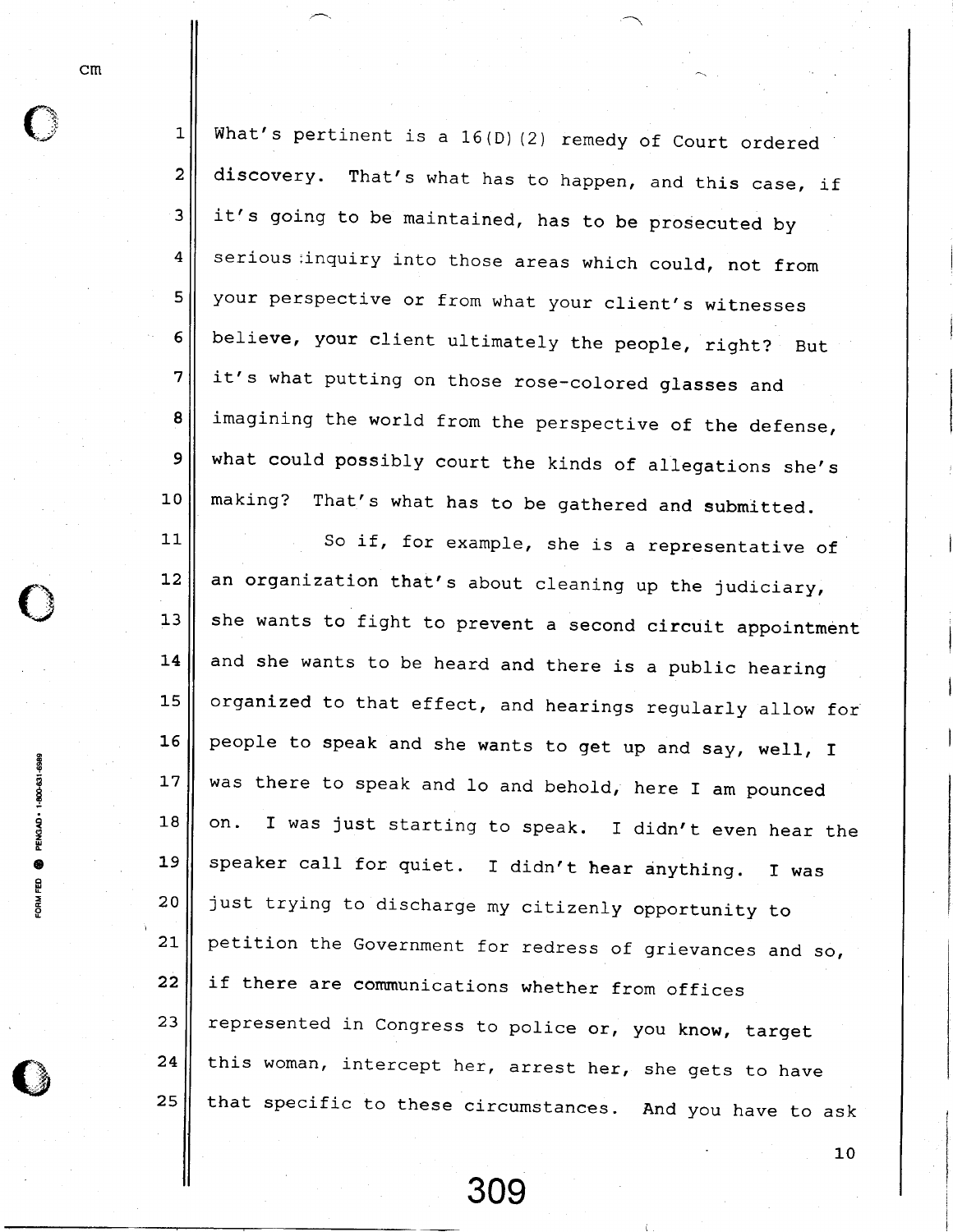What's pertinent is a 16(D)(2) remedy of Court ordered discovery. That's what has to happen, and this case, if it's going to be maintained, has to be prosecuted by serious inquiry into those areas which could, not from your perspective or from what your client's witnesses believe, your client ultimately the people, right? But it's what putting on those rose-colored glasses and imagining the world from the perspective of the defense, what could possibly court the kinds of allegations she's making? That's what has to be gathered and submitted.

So if, for example, she is a representative of an organization that's about cleaning up the judiciary, she wants to fight to prevent a second circuit appointment and she wants to be heard and there is a public hearing organized to that effect, and hearings regularly allow for people to speak and she wants to get up and say, well, I was there to speak and lo and behold, here I am pounced on. I was just starting to speak. I didn't even hear the speaker call for quiet. I didn't hear anything. I was just trying to discharge my citizenly opportunity to petition the Government for redress of grievances and so, if there are communications whether from offices represented in Congress to police or, you know, target this woman, intercept her, arrest her, she gets to have that specific to these circumstances. And you have to ask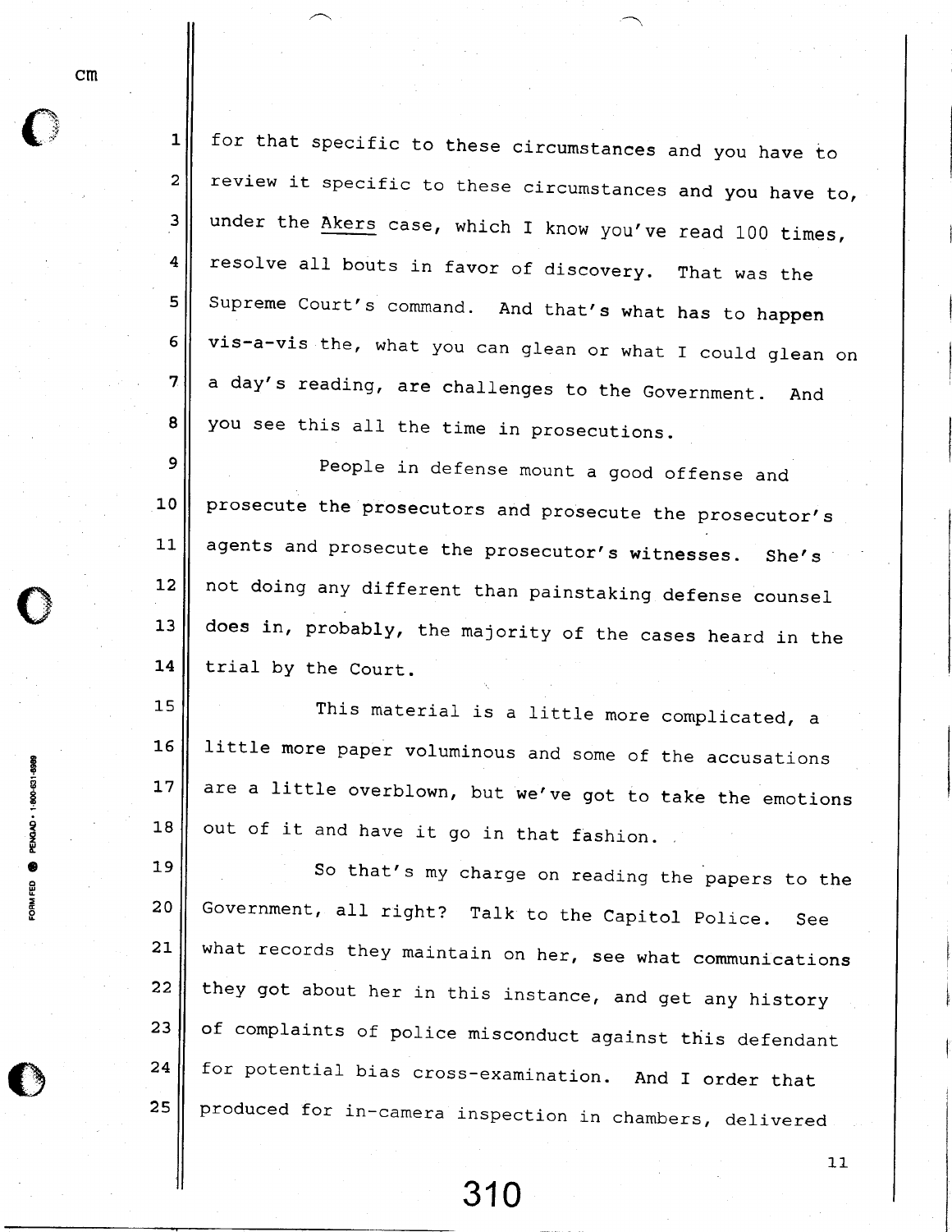cm

1 for that specific to these circumstances and you have to
2 review it specific to these circumstances and you have to,
3 under the Akers case, which I know you've read 100 times,
4 resolve all bouts in favor of discovery. That was the
5 Supreme Court's command. And that's what has to happen
6 vis-a-vis the, what you can glean or what I could glean on
7 a day's reading, are challenges to the Government. And
8 you see this all the time in prosecutions.

9 People in defense mount a good offense and
10 prosecute the prosecutors and prosecute the prosecutor's
11 agents and prosecute the prosecutor's witnesses. She's
12 not doing any different than painstaking defense counsel
13 does in, probably, the majority of the cases heard in the
14 trial by the Court.

15 This material is a little more complicated, a
16 little more paper voluminous and some of the accusations
17 are a little overblown, but we've got to take the emotions
18 out of it and have it go in that fashion.

19 So that's my charge on reading the papers to the
20 Government, all right? Talk to the Capitol Police. See
21 what records they maintain on her, see what communications
22 they got about her in this instance, and get any history
23 of complaints of police misconduct against this defendant
24 for potential bias cross-examination. And I order that
25 produced for in-camera inspection in chambers, delivered

310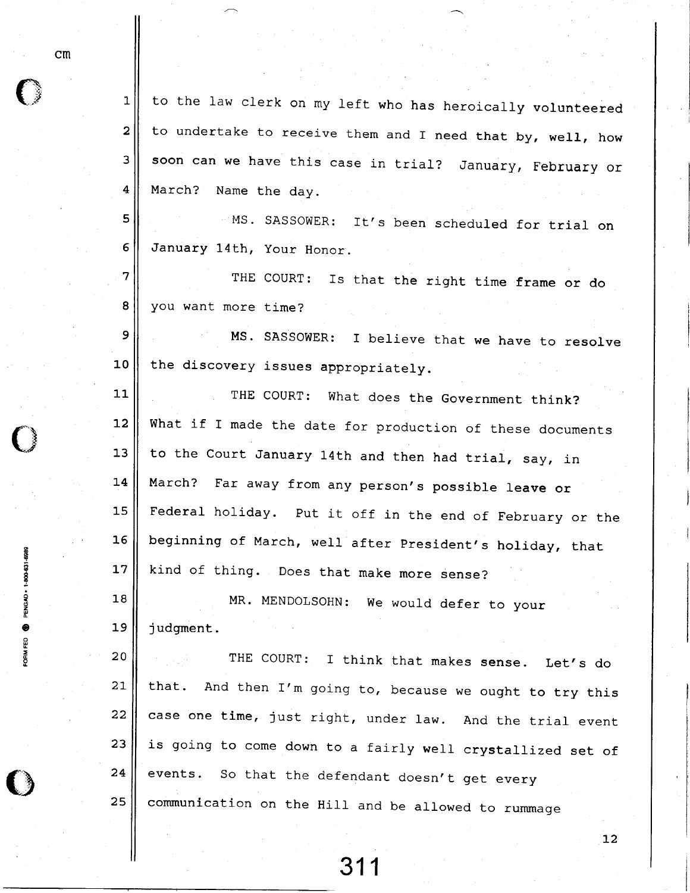to the law clerk on my left who has heroically volunteered to undertake to receive them and I need that by, well, how soon can we have this case in trial? January, February or March? Name the day.

MS. SASSOWER: It's been scheduled for trial on January 14th, Your Honor.

THE COURT: Is that the right time frame or do you want more time?

MS. SASSOWER: I believe that we have to resolve the discovery issues appropriately.

THE COURT: What does the Government think? What if I made the date for production of these documents to the Court January 14th and then had trial, say, in March? Far away from any person's possible leave or Federal holiday. Put it off in the end of February or the beginning of March, well after President's holiday, that kind of thing. Does that make more sense?

MR. MENDOLSOHN: We would defer to your judgment.

THE COURT: I think that makes sense. Let's do that. And then I'm going to, because we ought to try this case one time, just right, under law. And the trial event is going to come down to a fairly well crystallized set of events. So that the defendant doesn't get every communication on the Hill and be allowed to rummage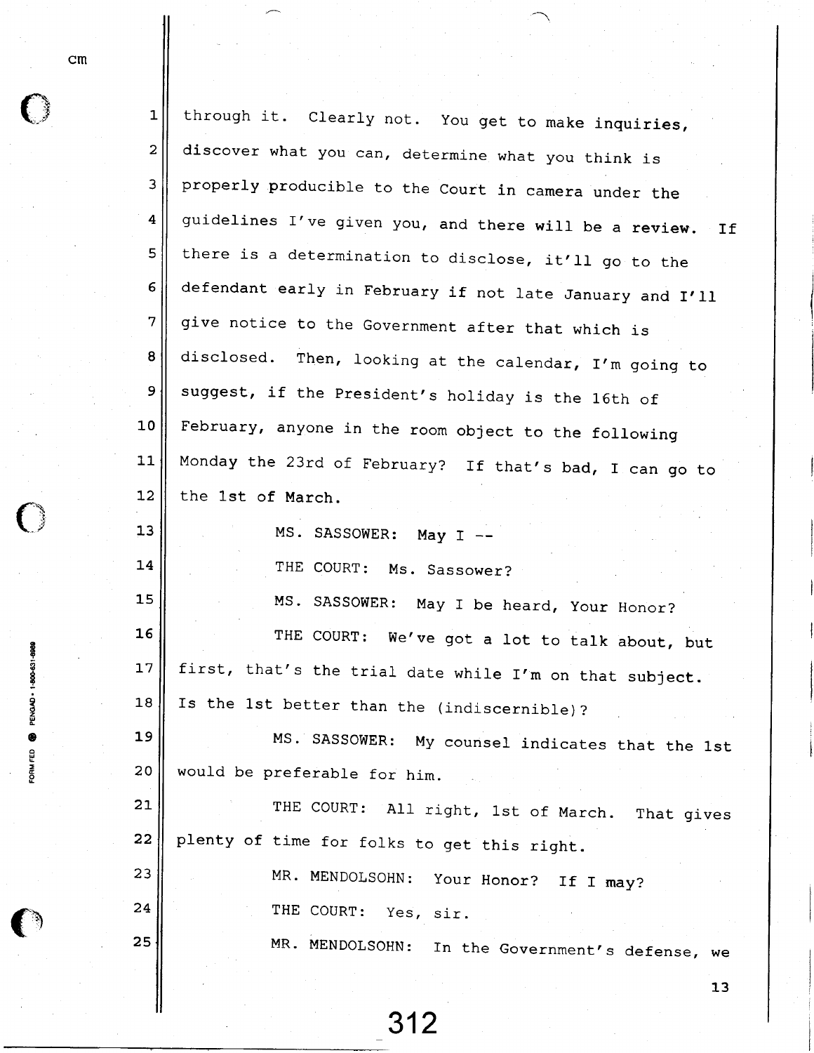through it. Clearly not. You get to make inquiries, discover what you can, determine what you think is properly producible to the Court in camera under the guidelines I've given you, and there will be a review. If there is a determination to disclose, it'll go to the defendant early in February if not late January and I'll give notice to the Government after that which is disclosed. Then, looking at the calendar, I'm going to suggest, if the President's holiday is the 16th of February, anyone in the room object to the following Monday the 23rd of February? If that's bad, I can go to the 1st of March.

MS. SASSOWER: May I --

THE COURT: Ms. Sassower?

MS. SASSOWER: May I be heard, Your Honor?

THE COURT: We've got a lot to talk about, but first, that's the trial date while I'm on that subject. Is the 1st better than the (indiscernible)?

MS. SASSOWER: My counsel indicates that the 1st would be preferable for him.

THE COURT: All right, 1st of March. That gives plenty of time for folks to get this right.

MR. MENDOLSOHN: Your Honor? If I may?

THE COURT: Yes, sir.

MR. MENDOLSOHN: In the Government's defense, we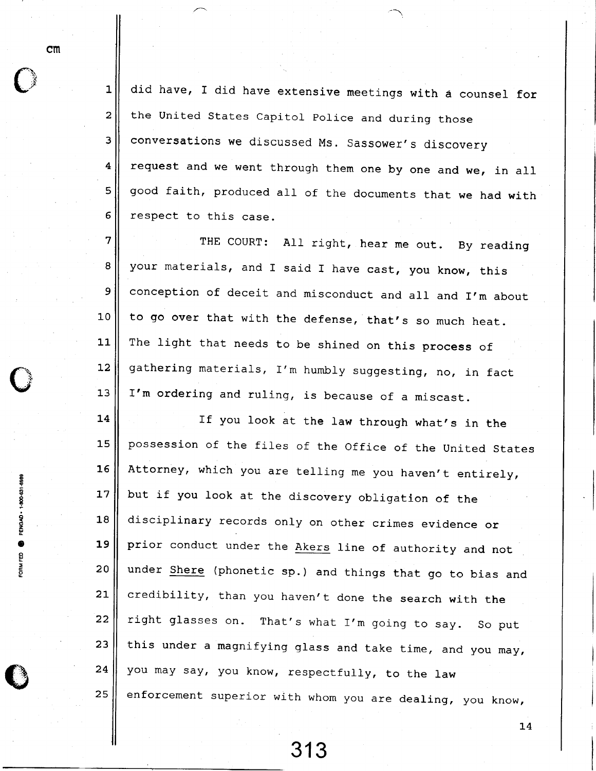did have, I did have extensive meetings with a counsel for the United States Capitol Police and during those conversations we discussed Ms. Sassower's discovery request and we went through them one by one and we, in all good faith, produced all of the documents that we had with respect to this case.

THE COURT: All right, hear me out. By reading your materials, and I said I have cast, you know, this conception of deceit and misconduct and all and I'm about to go over that with the defense, that's so much heat. The light that needs to be shined on this process of gathering materials, I'm humbly suggesting, no, in fact I'm ordering and ruling, is because of a miscast.

If you look at the law through what's in the possession of the files of the Office of the United States Attorney, which you are telling me you haven't entirely, but if you look at the discovery obligation of the disciplinary records only on other crimes evidence or prior conduct under the Akers line of authority and not under Shere (phonetic sp.) and things that go to bias and credibility, than you haven't done the search with the right glasses on. That's what I'm going to say. So put this under a magnifying glass and take time, and you may, you may say, you know, respectfully, to the law enforcement superior with whom you are dealing, you know,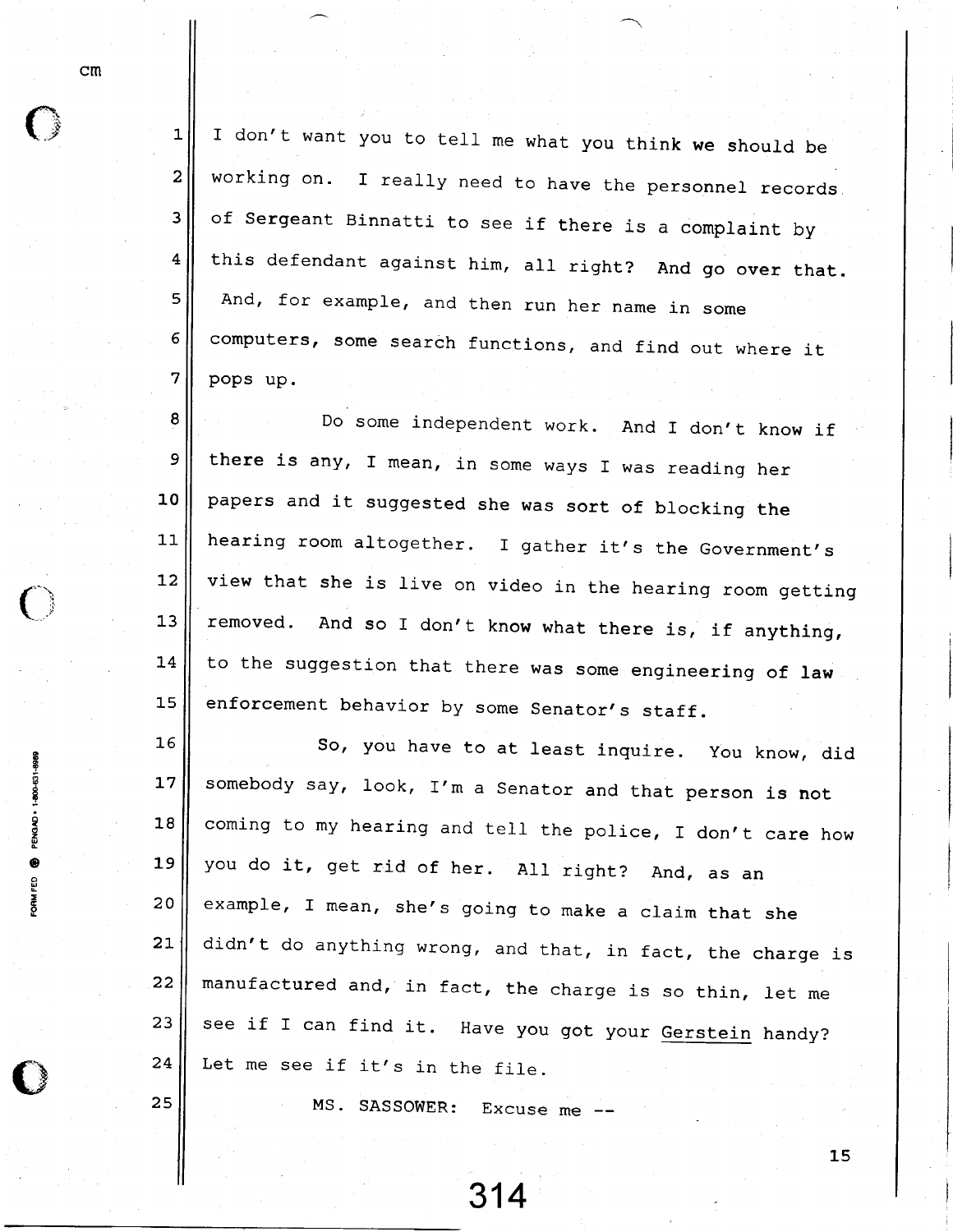I don't want you to tell me what you think we should be working on. I really need to have the personnel records of Sergeant Binnatti to see if there is a complaint by this defendant against him, all right? And go over that. And, for example, and then run her name in some computers, some search functions, and find out where it pops up.

Do some independent work. And I don't know if there is any, I mean, in some ways I was reading her papers and it suggested she was sort of blocking the hearing room altogether. I gather it's the Government's view that she is live on video in the hearing room getting removed. And so I don't know what there is, if anything, to the suggestion that there was some engineering of law enforcement behavior by some Senator's staff.

So, you have to at least inquire. You know, did somebody say, look, I'm a Senator and that person is not coming to my hearing and tell the police, I don't care how you do it, get rid of her. All right? And, as an example, I mean, she's going to make a claim that she didn't do anything wrong, and that, in fact, the charge is manufactured and, in fact, the charge is so thin, let me see if I can find it. Have you got your Gerstein handy? Let me see if it's in the file.

MS. SASSOWER: Excuse me --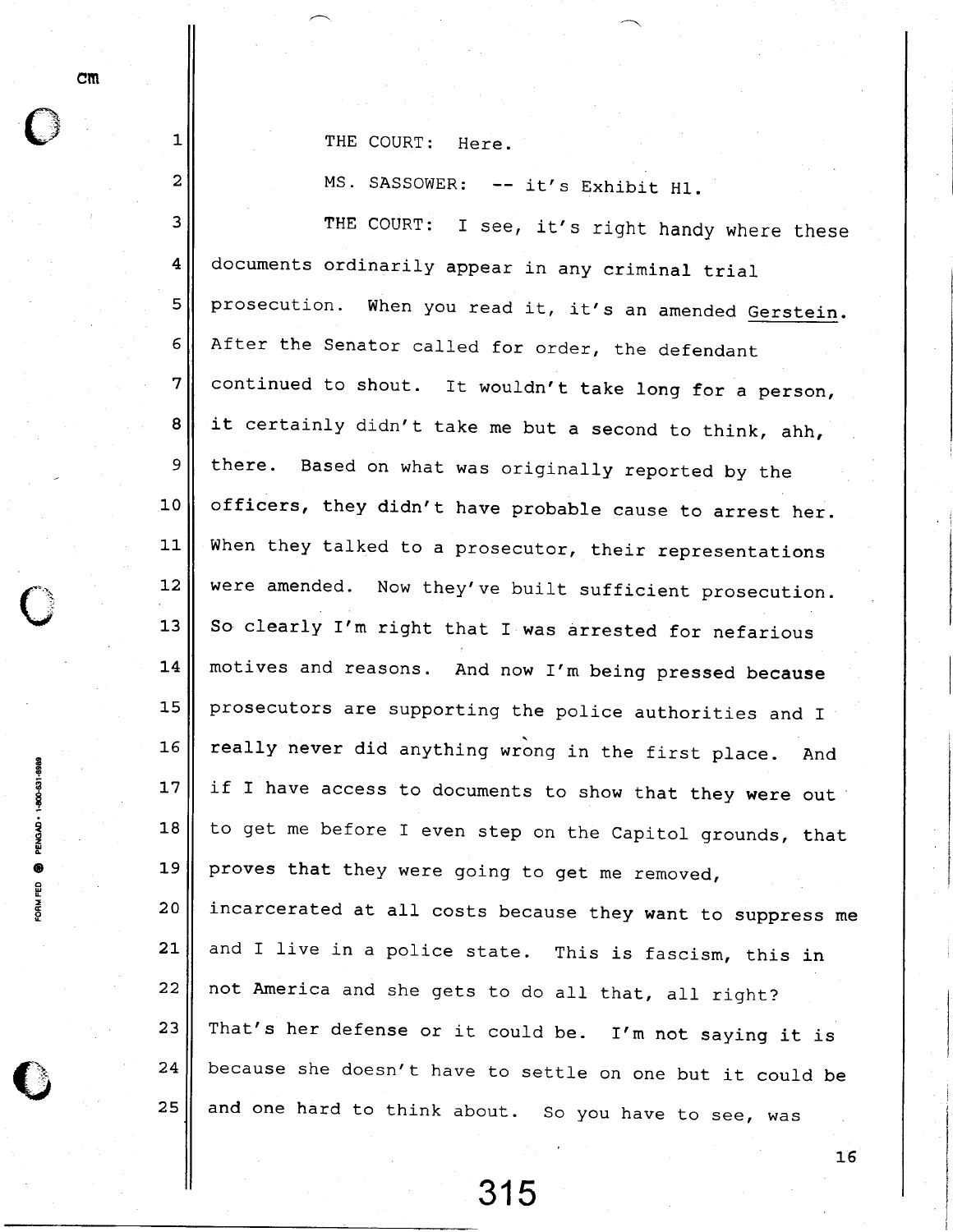THE COURT: Here.

MS. SASSOWER: -- it's Exhibit H1.

THE COURT: I see, it's right handy where these documents ordinarily appear in any criminal trial prosecution. When you read it, it's an amended Gerstein. After the Senator called for order, the defendant continued to shout. It wouldn't take long for a person, it certainly didn't take me but a second to think, ahh, there. Based on what was originally reported by the officers, they didn't have probable cause to arrest her. When they talked to a prosecutor, their representations were amended. Now they've built sufficient prosecution. So clearly I'm right that I was arrested for nefarious motives and reasons. And now I'm being pressed because prosecutors are supporting the police authorities and I really never did anything wrong in the first place. And if I have access to documents to show that they were out to get me before I even step on the Capitol grounds, that proves that they were going to get me removed, incarcerated at all costs because they want to suppress me and I live in a police state. This is fascism, this in not America and she gets to do all that, all right? That's her defense or it could be. I'm not saying it is because she doesn't have to settle on one but it could be and one hard to think about. So you have to see, was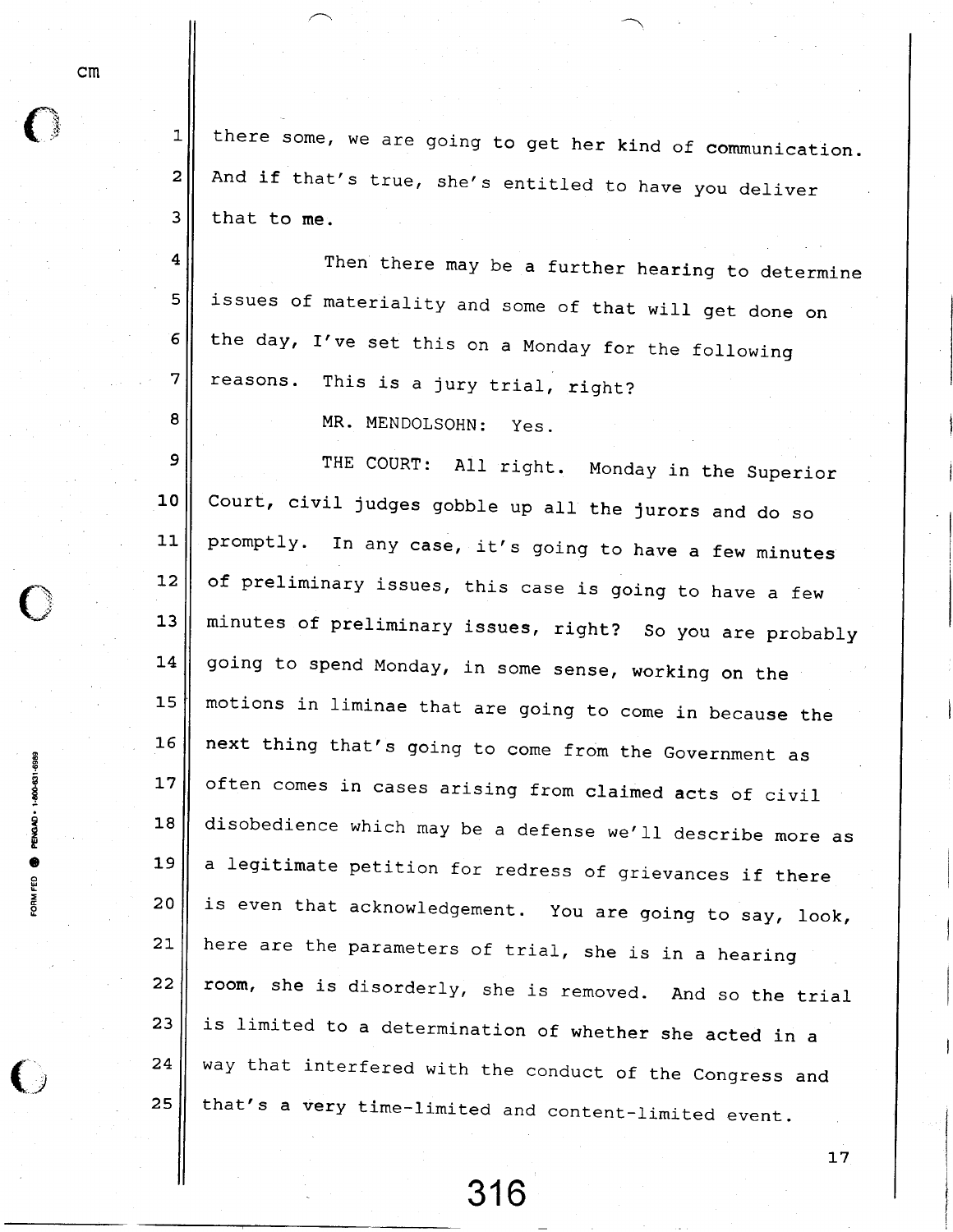there some, we are going to get her kind of communication. And if that's true, she's entitled to have you deliver that to me.

Then there may be a further hearing to determine issues of materiality and some of that will get done on the day, I've set this on a Monday for the following reasons. This is a jury trial, right?

MR. MENDOLSOHN: Yes.

THE COURT: All right. Monday in the Superior Court, civil judges gobble up all the jurors and do so promptly. In any case, it's going to have a few minutes of preliminary issues, this case is going to have a few minutes of preliminary issues, right? So you are probably going to spend Monday, in some sense, working on the motions in liminae that are going to come in because the next thing that's going to come from the Government as often comes in cases arising from claimed acts of civil disobedience which may be a defense we'll describe more as a legitimate petition for redress of grievances if there is even that acknowledgement. You are going to say, look, here are the parameters of trial, she is in a hearing room, she is disorderly, she is removed. And so the trial is limited to a determination of whether she acted in a way that interfered with the conduct of the Congress and that's a very time-limited and content-limited event.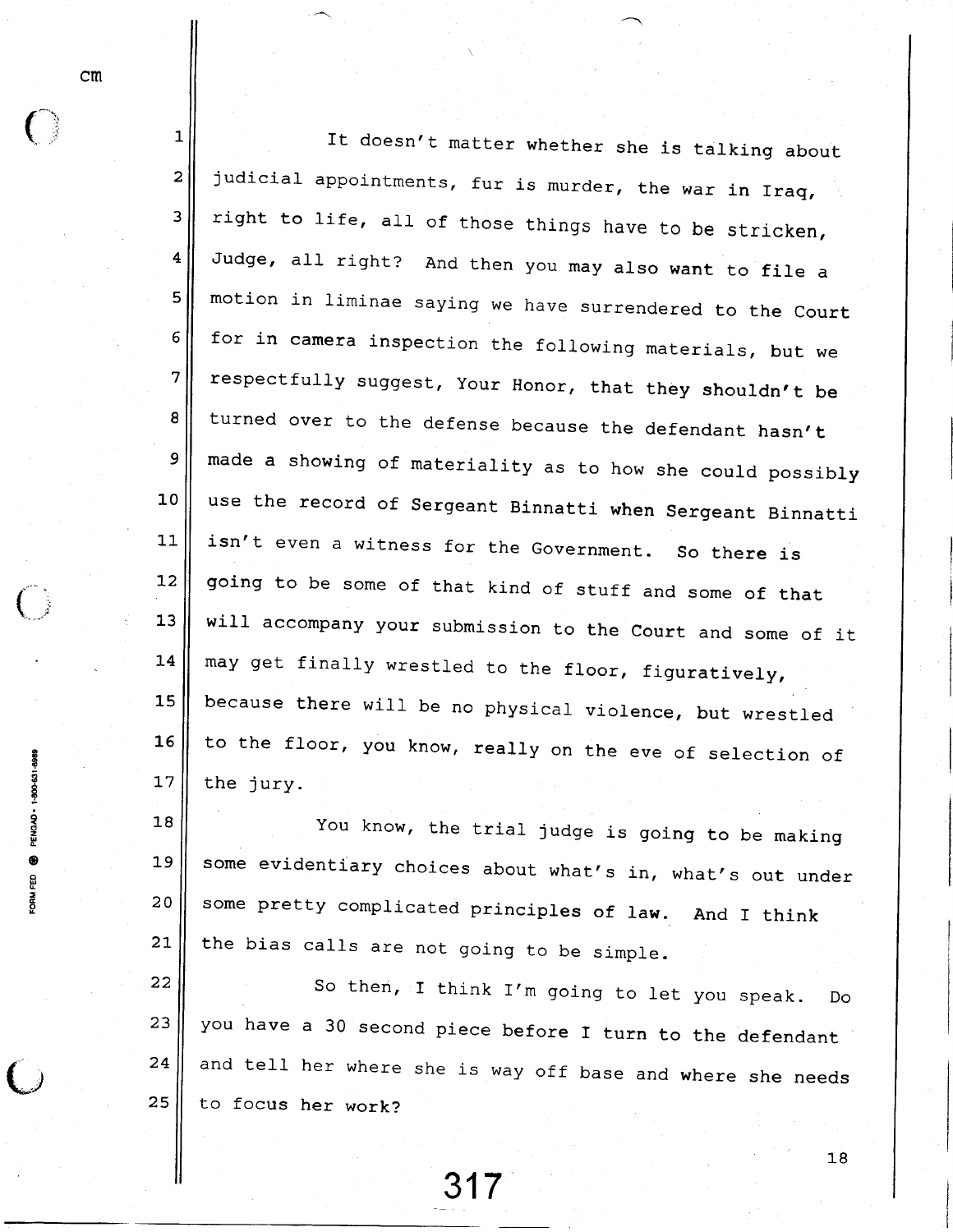It doesn't matter whether she is talking about judicial appointments, fur is murder, the war in Iraq, right to life, all of those things have to be stricken, Judge, all right? And then you may also want to file a motion in liminae saying we have surrendered to the Court for in camera inspection the following materials, but we respectfully suggest, Your Honor, that they shouldn't be turned over to the defense because the defendant hasn't made a showing of materiality as to how she could possibly use the record of Sergeant Binnatti when Sergeant Binnatti isn't even a witness for the Government. So there is going to be some of that kind of stuff and some of that will accompany your submission to the Court and some of it may get finally wrestled to the floor, figuratively, because there will be no physical violence, but wrestled to the floor, you know, really on the eve of selection of the jury.

You know, the trial judge is going to be making some evidentiary choices about what's in, what's out under some pretty complicated principles of law. And I think the bias calls are not going to be simple.

So then, I think I'm going to let you speak. Do you have a 30 second piece before I turn to the defendant and tell her where she is way off base and where she needs to focus her work?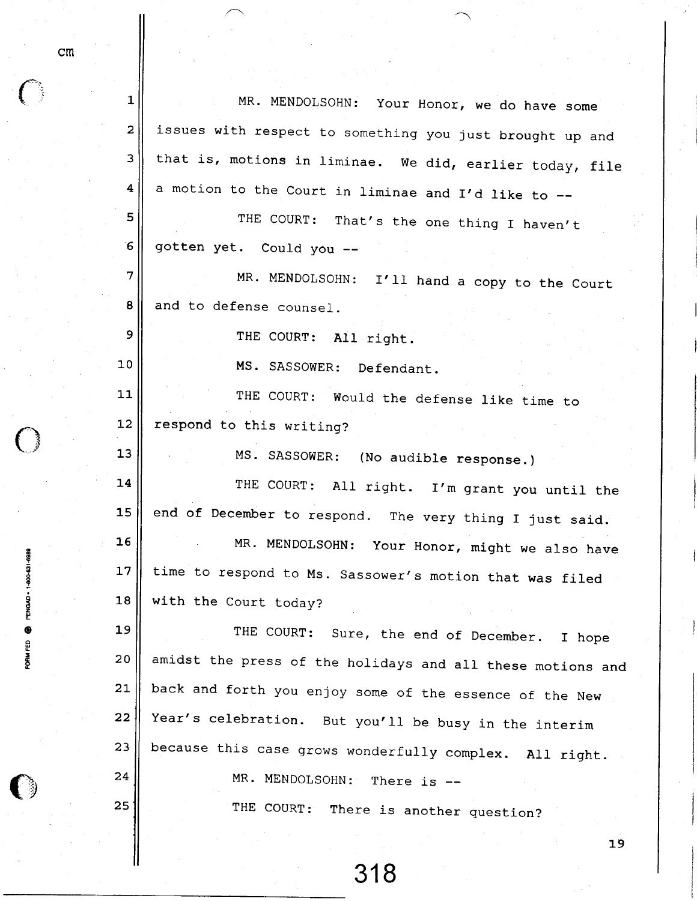MR. MENDOLSOHN: Your Honor, we do have some issues with respect to something you just brought up and that is, motions in liminae. We did, earlier today, file a motion to the Court in liminae and I'd like to --

THE COURT: That's the one thing I haven't gotten yet. Could you --

MR. MENDOLSOHN: I'll hand a copy to the Court and to defense counsel.

THE COURT: All right.

MS. SASSOWER: Defendant.

THE COURT: Would the defense like time to respond to this writing?

MS. SASSOWER: (No audible response.)

THE COURT: All right. I'm grant you until the end of December to respond. The very thing I just said.

MR. MENDOLSOHN: Your Honor, might we also have time to respond to Ms. Sassower's motion that was filed with the Court today?

THE COURT: Sure, the end of December. I hope amidst the press of the holidays and all these motions and back and forth you enjoy some of the essence of the New Year's celebration. But you'll be busy in the interim because this case grows wonderfully complex. All right.

MR. MENDOLSOHN: There is --

THE COURT: There is another question?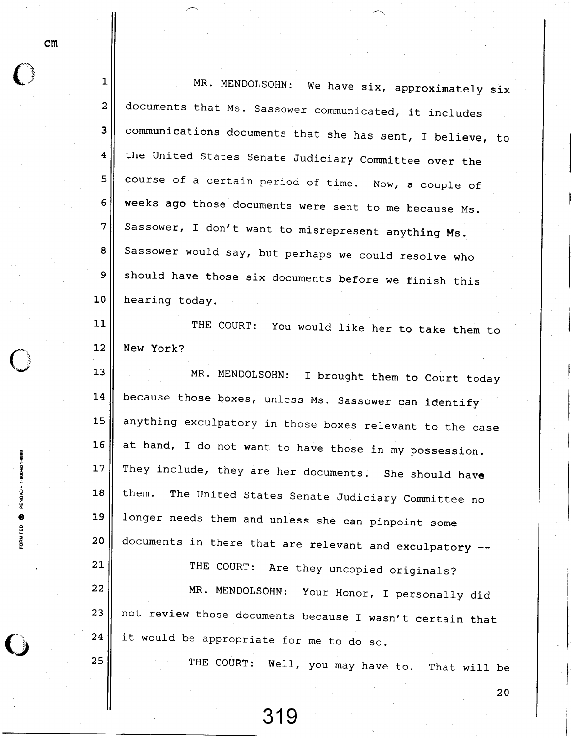MR. MENDOLSOHN: We have six, approximately six documents that Ms. Sassower communicated, it includes communications documents that she has sent, I believe, to the United States Senate Judiciary Committee over the course of a certain period of time. Now, a couple of weeks ago those documents were sent to me because Ms. Sassower, I don't want to misrepresent anything Ms. Sassower would say, but perhaps we could resolve who should have those six documents before we finish this hearing today.

THE COURT: You would like her to take them to New York?

MR. MENDOLSOHN: I brought them to Court today because those boxes, unless Ms. Sassower can identify anything exculpatory in those boxes relevant to the case at hand, I do not want to have those in my possession. They include, they are her documents. She should have them. The United States Senate Judiciary Committee no longer needs them and unless she can pinpoint some documents in there that are relevant and exculpatory --

THE COURT: Are they uncopied originals?

MR. MENDOLSOHN: Your Honor, I personally did not review those documents because I wasn't certain that it would be appropriate for me to do so.

THE COURT: Well, you may have to. That will be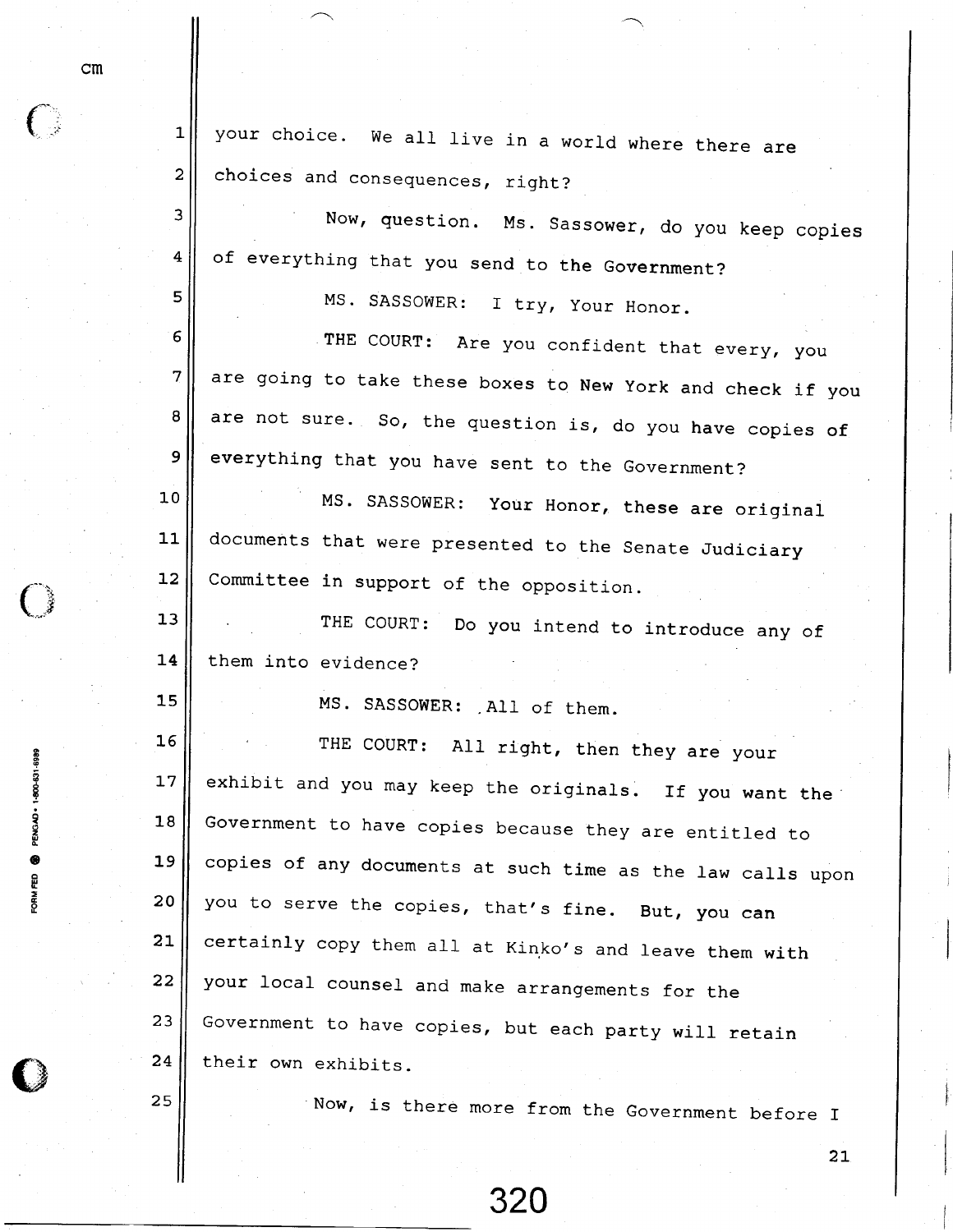your choice. We all live in a world where there are choices and consequences, right?

Now, question. Ms. Sassower, do you keep copies of everything that you send to the Government?

MS. SASSOWER: I try, Your Honor.

THE COURT: Are you confident that every, you are going to take these boxes to New York and check if you are not sure. So, the question is, do you have copies of everything that you have sent to the Government?

MS. SASSOWER: Your Honor, these are original documents that were presented to the Senate Judiciary Committee in support of the opposition.

THE COURT: Do you intend to introduce any of them into evidence?

MS. SASSOWER: All of them.

THE COURT: All right, then they are your exhibit and you may keep the originals. If you want the Government to have copies because they are entitled to copies of any documents at such time as the law calls upon you to serve the copies, that's fine. But, you can certainly copy them all at Kinko's and leave them with your local counsel and make arrangements for the Government to have copies, but each party will retain their own exhibits.

Now, is there more from the Government before I